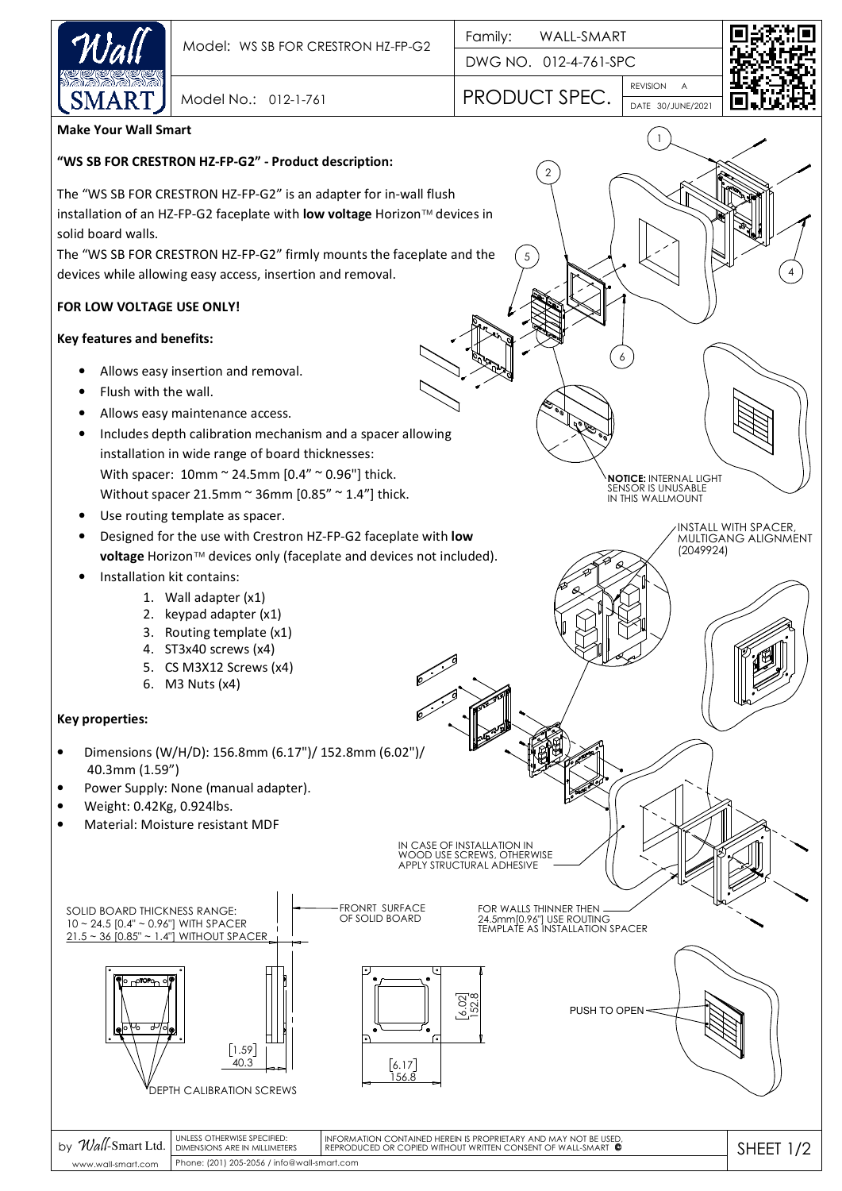| Model: WS SB FOR CRESTRON HZ-FP-G2 | Family: WALL-SMART |
|---|---|
| | DWG NO. 012-4-761-SPC |
| Model No.: 012-1-761 | PRODUCT SPEC. REVISION A DATE 30/JUNE/2021 |

**Make Your Wall Smart**

**"WS SB FOR CRESTRON HZ-FP-G2" - Product description:**

The "WS SB FOR CRESTRON HZ-FP-G2" is an adapter for in-wall flush installation of an HZ-FP-G2 faceplate with **low voltage** Horizon™ devices in solid board walls.

The "WS SB FOR CRESTRON HZ-FP-G2" firmly mounts the faceplate and the devices while allowing easy access, insertion and removal.

**FOR LOW VOLTAGE USE ONLY!**

**Key features and benefits:**

- Allows easy insertion and removal.
- Flush with the wall.
- Allows easy maintenance access.
- Includes depth calibration mechanism and a spacer allowing installation in wide range of board thicknesses:
  With spacer: 10mm ~ 24.5mm [0.4" ~ 0.96"] thick.
  Without spacer 21.5mm ~ 36mm [0.85" ~ 1.4"] thick.
- Use routing template as spacer.
- Designed for the use with Crestron HZ-FP-G2 faceplate with **low voltage** Horizon™ devices only (faceplate and devices not included).
- Installation kit contains:
  1. Wall adapter (x1)
  2. keypad adapter (x1)
  3. Routing template (x1)
  4. ST3x40 screws (x4)
  5. CS M3X12 Screws (x4)
  6. M3 Nuts (x4)

**Key properties:**

- Dimensions (W/H/D): 156.8mm (6.17")/ 152.8mm (6.02")/ 40.3mm (1.59")
- Power Supply: None (manual adapter).
- Weight: 0.42Kg, 0.924lbs.
- Material: Moisture resistant MDF

**NOTICE:** INTERNAL LIGHT SENSOR IS UNUSABLE IN THIS WALLMOUNT

INSTALL WITH SPACER, MULTIGANG ALIGNMENT (2049924)

IN CASE OF INSTALLATION IN WOOD USE SCREWS, OTHERWISE APPLY STRUCTURAL ADHESIVE

SOLID BOARD THICKNESS RANGE:
10 ~ 24.5 [0.4" ~ 0.96"] WITH SPACER
21.5 ~ 36 [0.85" ~ 1.4"] WITHOUT SPACER

FRONRT SURFACE OF SOLID BOARD

FOR WALLS THINNER THEN 24.5mm[0.96"] USE ROUTING TEMPLATE AS INSTALLATION SPACER

PUSH TO OPEN

DEPTH CALIBRATION SCREWS

[1.59] 40.3

[6.02] 152.8

[6.17] 156.8

by Wall-Smart Ltd. www.wall-smart.com | UNLESS OTHERWISE SPECIFIED: DIMENSIONS ARE IN MILLIMETERS | INFORMATION CONTAINED HEREIN IS PROPRIETARY AND MAY NOT BE USED, REPRODUCED OR COPIED WITHOUT WRITTEN CONSENT OF WALL-SMART ©

Phone: (201) 205-2056 / info@wall-smart.com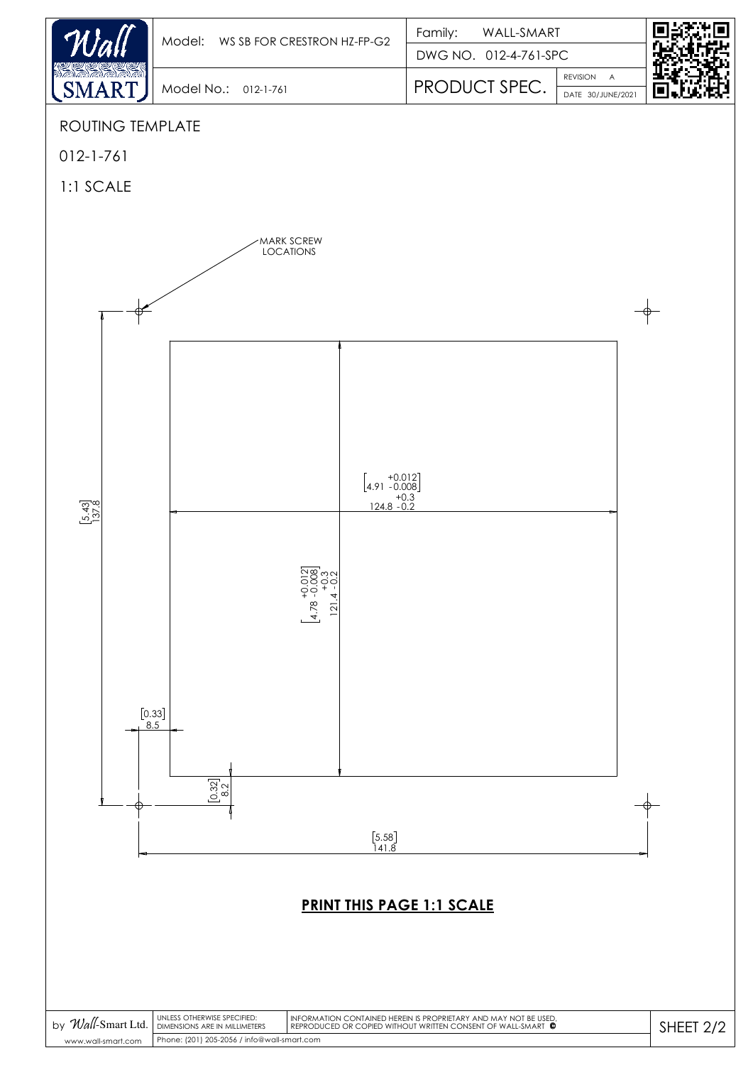| | | | |
|---|---|---|---|
| Wall SMART | Model: WS SB FOR CRESTRON HZ-FP-G2 | Family: WALL-SMART | |
| | | DWG NO. 012-4-761-SPC | |
| | Model No.: 012-1-761 | PRODUCT SPEC. | REVISION A / DATE 30/JUNE/2021 |

ROUTING TEMPLATE

012-1-761

1:1 SCALE

MARK SCREW LOCATIONS

[4.91 +0.012 -0.008]
124.8 +0.3 -0.2

[4.78 +0.012 -0.008]
121.4 +0.3 -0.2

[5.43]
137.8

[0.33]
8.5

[0.32]
8.2

[5.58]
141.8

**PRINT THIS PAGE 1:1 SCALE**

by Wall-Smart Ltd.

www.wall-smart.com

UNLESS OTHERWISE SPECIFIED: DIMENSIONS ARE IN MILLIMETERS

INFORMATION CONTAINED HEREIN IS PROPRIETARY AND MAY NOT BE USED, REPRODUCED OR COPIED WITHOUT WRITTEN CONSENT OF WALL-SMART ©

Phone: (201) 205-2056 / info@wall-smart.com